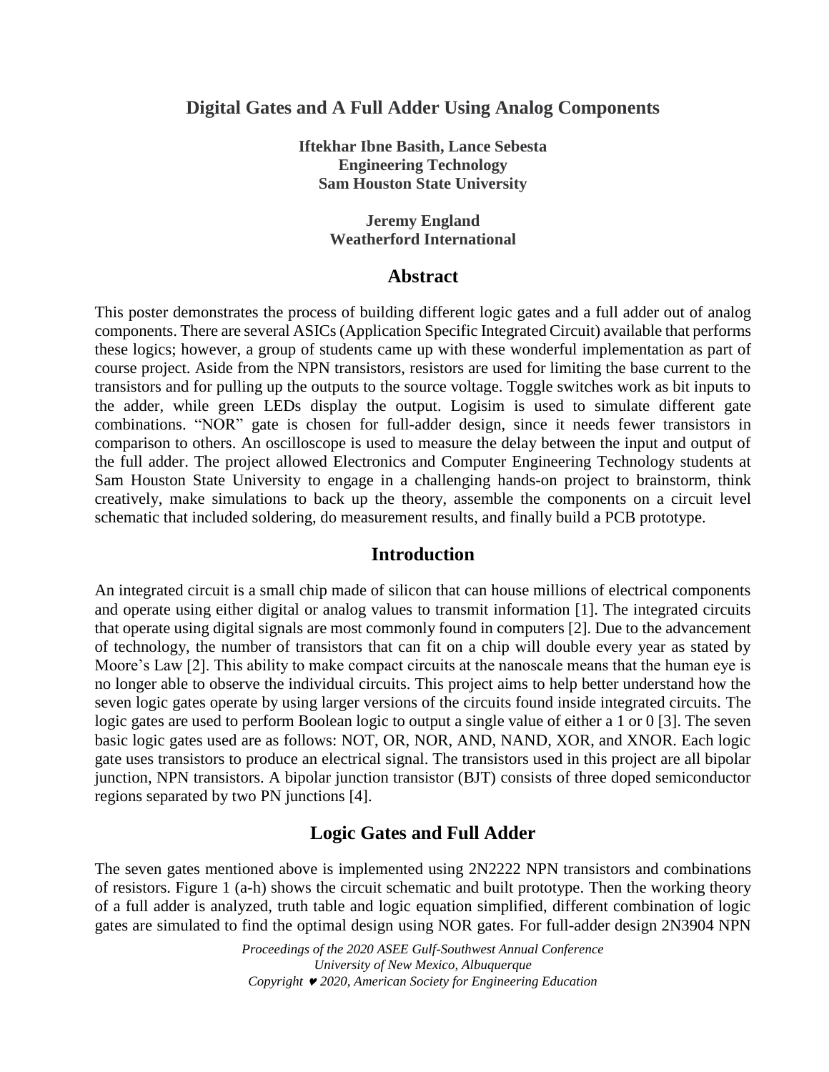# Digital Gates and A Full Adder Using Analog Components

**Iftekhar Ibne Basith, Lance Sebesta**
**Engineering Technology**
**Sam Houston State University**

**Jeremy England**
**Weatherford International**

## Abstract

This poster demonstrates the process of building different logic gates and a full adder out of analog components. There are several ASICs (Application Specific Integrated Circuit) available that performs these logics; however, a group of students came up with these wonderful implementation as part of course project. Aside from the NPN transistors, resistors are used for limiting the base current to the transistors and for pulling up the outputs to the source voltage. Toggle switches work as bit inputs to the adder, while green LEDs display the output. Logisim is used to simulate different gate combinations. "NOR" gate is chosen for full-adder design, since it needs fewer transistors in comparison to others. An oscilloscope is used to measure the delay between the input and output of the full adder. The project allowed Electronics and Computer Engineering Technology students at Sam Houston State University to engage in a challenging hands-on project to brainstorm, think creatively, make simulations to back up the theory, assemble the components on a circuit level schematic that included soldering, do measurement results, and finally build a PCB prototype.

## Introduction

An integrated circuit is a small chip made of silicon that can house millions of electrical components and operate using either digital or analog values to transmit information [1]. The integrated circuits that operate using digital signals are most commonly found in computers [2]. Due to the advancement of technology, the number of transistors that can fit on a chip will double every year as stated by Moore's Law [2]. This ability to make compact circuits at the nanoscale means that the human eye is no longer able to observe the individual circuits. This project aims to help better understand how the seven logic gates operate by using larger versions of the circuits found inside integrated circuits. The logic gates are used to perform Boolean logic to output a single value of either a 1 or 0 [3]. The seven basic logic gates used are as follows: NOT, OR, NOR, AND, NAND, XOR, and XNOR. Each logic gate uses transistors to produce an electrical signal. The transistors used in this project are all bipolar junction, NPN transistors. A bipolar junction transistor (BJT) consists of three doped semiconductor regions separated by two PN junctions [4].

## Logic Gates and Full Adder

The seven gates mentioned above is implemented using 2N2222 NPN transistors and combinations of resistors. Figure 1 (a-h) shows the circuit schematic and built prototype. Then the working theory of a full adder is analyzed, truth table and logic equation simplified, different combination of logic gates are simulated to find the optimal design using NOR gates. For full-adder design 2N3904 NPN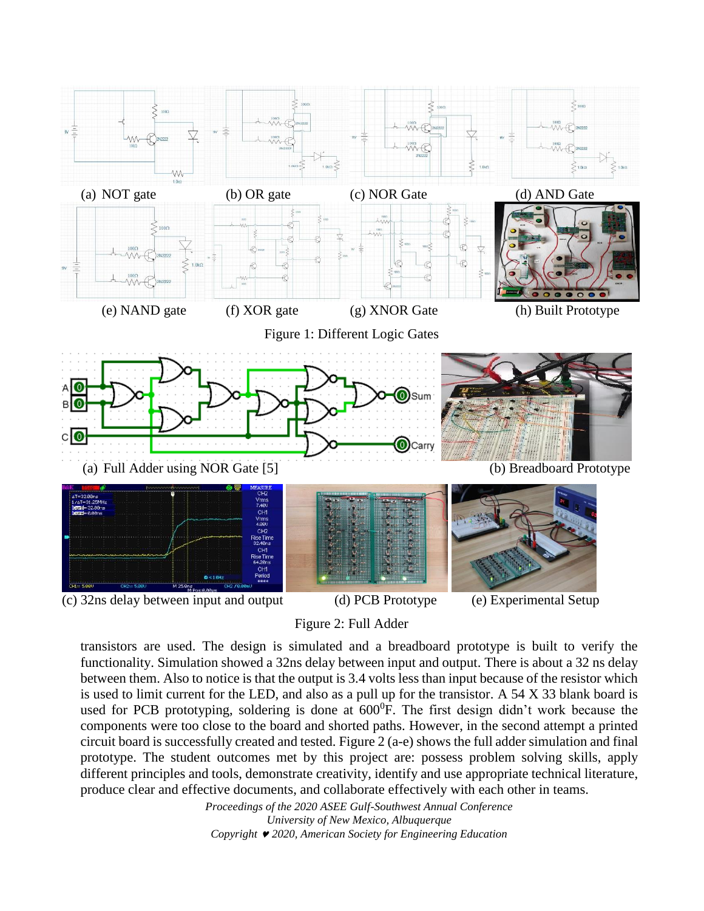(a) NOT gate (b) OR gate (c) NOR Gate (d) AND Gate

(e) NAND gate (f) XOR gate (g) XNOR Gate (h) Built Prototype

Figure 1: Different Logic Gates

(a) Full Adder using NOR Gate [5] (b) Breadboard Prototype

(c) 32ns delay between input and output (d) PCB Prototype (e) Experimental Setup

Figure 2: Full Adder

transistors are used. The design is simulated and a breadboard prototype is built to verify the functionality. Simulation showed a 32ns delay between input and output. There is about a 32 ns delay between them. Also to notice is that the output is 3.4 volts less than input because of the resistor which is used to limit current for the LED, and also as a pull up for the transistor. A 54 X 33 blank board is used for PCB prototyping, soldering is done at $600^{0}$F. The first design didn't work because the components were too close to the board and shorted paths. However, in the second attempt a printed circuit board is successfully created and tested. Figure 2 (a-e) shows the full adder simulation and final prototype. The student outcomes met by this project are: possess problem solving skills, apply different principles and tools, demonstrate creativity, identify and use appropriate technical literature, produce clear and effective documents, and collaborate effectively with each other in teams.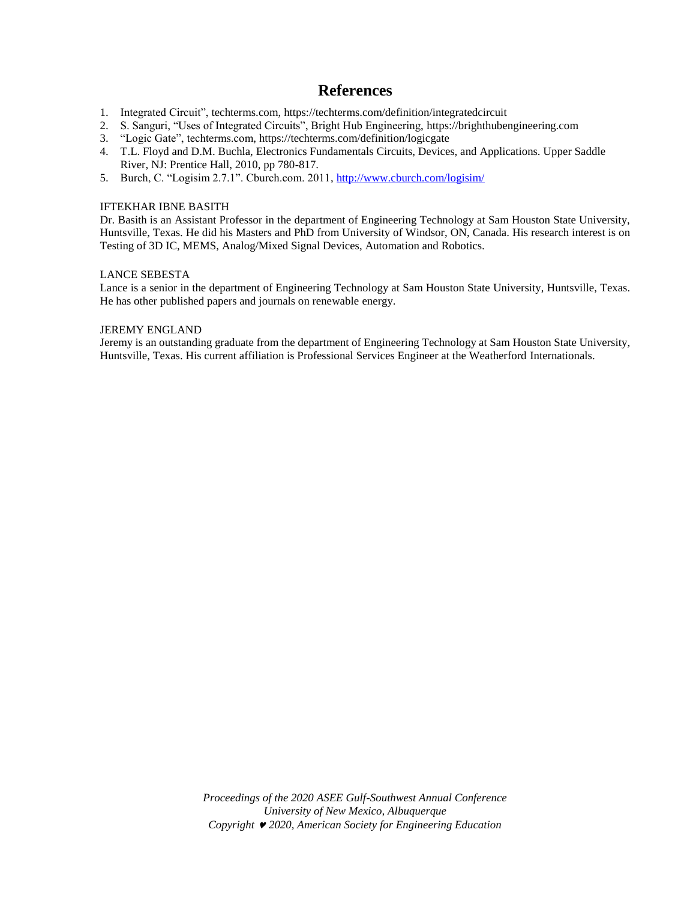## References

1. Integrated Circuit", techterms.com, https://techterms.com/definition/integratedcircuit
2. S. Sanguri, "Uses of Integrated Circuits", Bright Hub Engineering, https://brighthubengineering.com
3. "Logic Gate", techterms.com, https://techterms.com/definition/logicgate
4. T.L. Floyd and D.M. Buchla, Electronics Fundamentals Circuits, Devices, and Applications. Upper Saddle River, NJ: Prentice Hall, 2010, pp 780-817.
5. Burch, C. "Logisim 2.7.1". Cburch.com. 2011, http://www.cburch.com/logisim/

IFTEKHAR IBNE BASITH
Dr. Basith is an Assistant Professor in the department of Engineering Technology at Sam Houston State University, Huntsville, Texas. He did his Masters and PhD from University of Windsor, ON, Canada. His research interest is on Testing of 3D IC, MEMS, Analog/Mixed Signal Devices, Automation and Robotics.

LANCE SEBESTA
Lance is a senior in the department of Engineering Technology at Sam Houston State University, Huntsville, Texas. He has other published papers and journals on renewable energy.

JEREMY ENGLAND
Jeremy is an outstanding graduate from the department of Engineering Technology at Sam Houston State University, Huntsville, Texas. His current affiliation is Professional Services Engineer at the Weatherford Internationals.